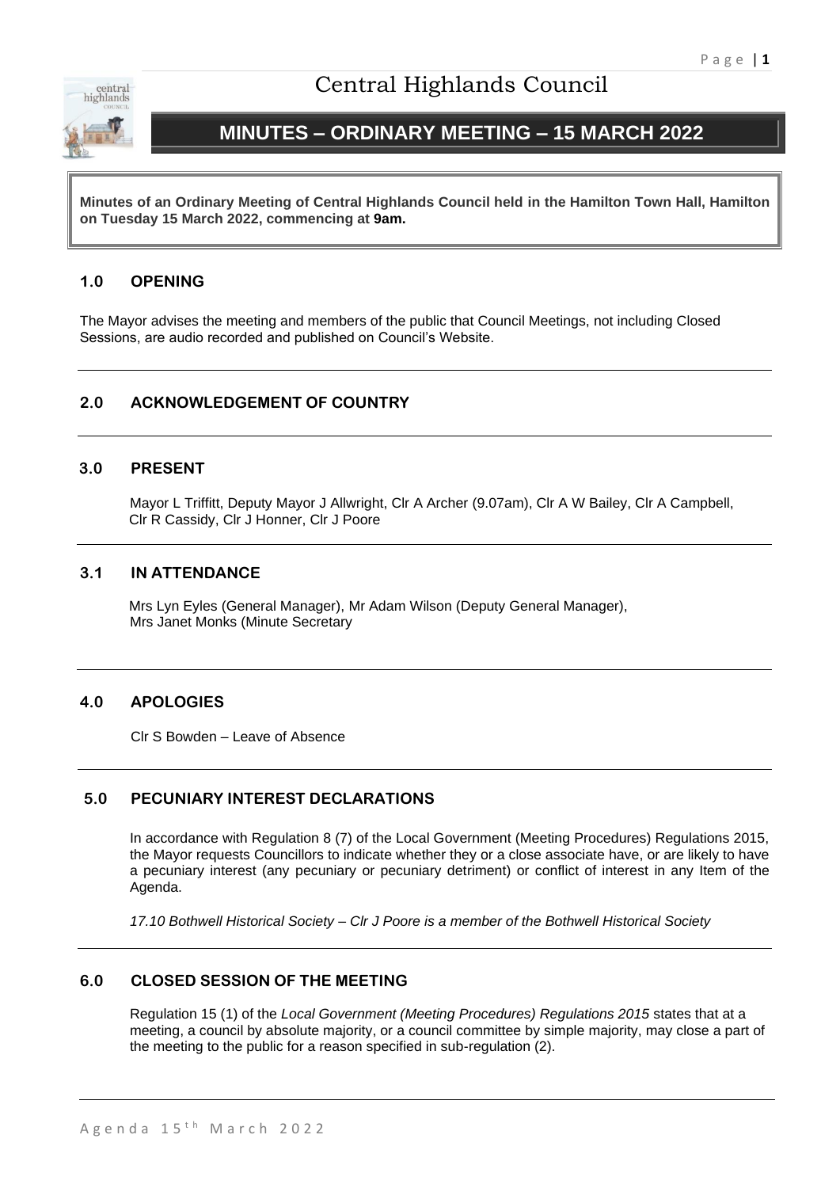# Central Highlands Council

## MINUTES – ORDINARY MEETING – 15 MARCH 2022

**Minutes of an Ordinary Meeting of Central Highlands Council held in the Hamilton Town Hall, Hamilton on Tuesday 15 March 2022, commencing at 9am.**

### 1.0 OPENING

The Mayor advises the meeting and members of the public that Council Meetings, not including Closed Sessions, are audio recorded and published on Council's Website.

### 2.0 ACKNOWLEDGEMENT OF COUNTRY

### 3.0 PRESENT

Mayor L Triffitt, Deputy Mayor J Allwright, Clr A Archer (9.07am), Clr A W Bailey, Clr A Campbell, Clr R Cassidy, Clr J Honner, Clr J Poore

### 3.1 IN ATTENDANCE

Mrs Lyn Eyles (General Manager), Mr Adam Wilson (Deputy General Manager), Mrs Janet Monks (Minute Secretary

### 4.0 APOLOGIES

Clr S Bowden – Leave of Absence

### 5.0 PECUNIARY INTEREST DECLARATIONS

In accordance with Regulation 8 (7) of the Local Government (Meeting Procedures) Regulations 2015, the Mayor requests Councillors to indicate whether they or a close associate have, or are likely to have a pecuniary interest (any pecuniary or pecuniary detriment) or conflict of interest in any Item of the Agenda.

*17.10 Bothwell Historical Society – Clr J Poore is a member of the Bothwell Historical Society*

### 6.0 CLOSED SESSION OF THE MEETING

Regulation 15 (1) of the *Local Government (Meeting Procedures) Regulations 2015* states that at a meeting, a council by absolute majority, or a council committee by simple majority, may close a part of the meeting to the public for a reason specified in sub-regulation (2).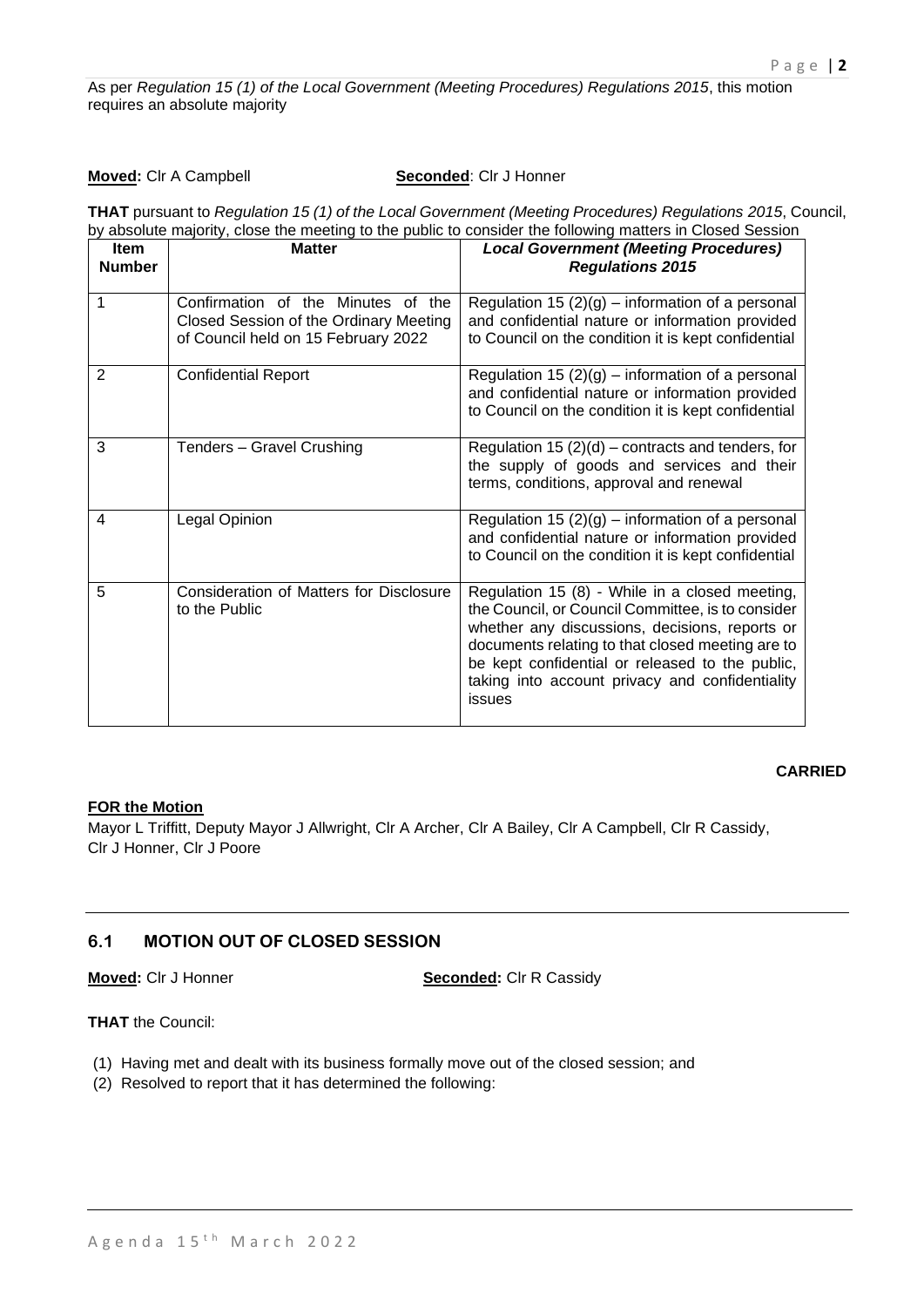As per *Regulation 15 (1) of the Local Government (Meeting Procedures) Regulations 2015*, this motion requires an absolute majority

**Moved:** Clr A Campbell **Seconded**: Clr J Honner

**THAT** pursuant to *Regulation 15 (1) of the Local Government (Meeting Procedures) Regulations 2015*, Council, by absolute majority, close the meeting to the public to consider the following matters in Closed Session

| Item Number | Matter | *Local Government (Meeting Procedures) Regulations 2015* |
|---|---|---|
| 1 | Confirmation of the Minutes of the Closed Session of the Ordinary Meeting of Council held on 15 February 2022 | Regulation 15 (2)(g) – information of a personal and confidential nature or information provided to Council on the condition it is kept confidential |
| 2 | Confidential Report | Regulation 15 (2)(g) – information of a personal and confidential nature or information provided to Council on the condition it is kept confidential |
| 3 | Tenders – Gravel Crushing | Regulation 15 (2)(d) – contracts and tenders, for the supply of goods and services and their terms, conditions, approval and renewal |
| 4 | Legal Opinion | Regulation 15 (2)(g) – information of a personal and confidential nature or information provided to Council on the condition it is kept confidential |
| 5 | Consideration of Matters for Disclosure to the Public | Regulation 15 (8) - While in a closed meeting, the Council, or Council Committee, is to consider whether any discussions, decisions, reports or documents relating to that closed meeting are to be kept confidential or released to the public, taking into account privacy and confidentiality issues |

**CARRIED**

**FOR the Motion**

Mayor L Triffitt, Deputy Mayor J Allwright, Clr A Archer, Clr A Bailey, Clr A Campbell, Clr R Cassidy, Clr J Honner, Clr J Poore

## 6.1 MOTION OUT OF CLOSED SESSION

**Moved:** Clr J Honner **Seconded:** Clr R Cassidy

**THAT** the Council:

(1) Having met and dealt with its business formally move out of the closed session; and
(2) Resolved to report that it has determined the following: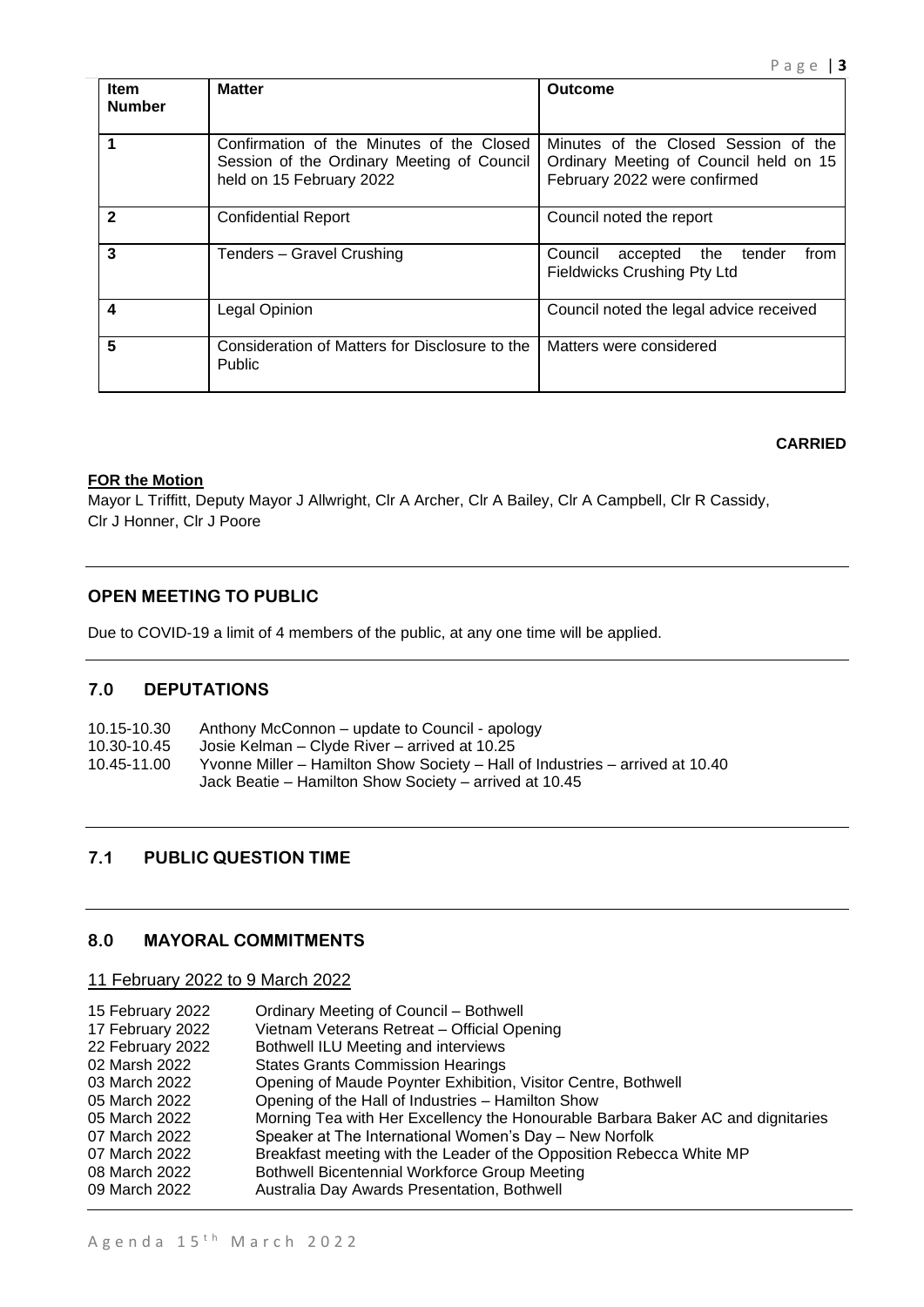| Item Number | Matter | Outcome |
|---|---|---|
| **1** | Confirmation of the Minutes of the Closed Session of the Ordinary Meeting of Council held on 15 February 2022 | Minutes of the Closed Session of the Ordinary Meeting of Council held on 15 February 2022 were confirmed |
| **2** | Confidential Report | Council noted the report |
| **3** | Tenders – Gravel Crushing | Council accepted the tender from Fieldwicks Crushing Pty Ltd |
| **4** | Legal Opinion | Council noted the legal advice received |
| **5** | Consideration of Matters for Disclosure to the Public | Matters were considered |

**CARRIED**

**FOR the Motion**

Mayor L Triffitt, Deputy Mayor J Allwright, Clr A Archer, Clr A Bailey, Clr A Campbell, Clr R Cassidy, Clr J Honner, Clr J Poore

---

## OPEN MEETING TO PUBLIC

Due to COVID-19 a limit of 4 members of the public, at any one time will be applied.

---

## 7.0 DEPUTATIONS

10.15-10.30 Anthony McConnon – update to Council - apology
10.30-10.45 Josie Kelman – Clyde River – arrived at 10.25
10.45-11.00 Yvonne Miller – Hamilton Show Society – Hall of Industries – arrived at 10.40
Jack Beatie – Hamilton Show Society – arrived at 10.45

---

## 7.1 PUBLIC QUESTION TIME

---

## 8.0 MAYORAL COMMITMENTS

11 February 2022 to 9 March 2022

| | |
|---|---|
| 15 February 2022 | Ordinary Meeting of Council – Bothwell |
| 17 February 2022 | Vietnam Veterans Retreat – Official Opening |
| 22 February 2022 | Bothwell ILU Meeting and interviews |
| 02 Marsh 2022 | States Grants Commission Hearings |
| 03 March 2022 | Opening of Maude Poynter Exhibition, Visitor Centre, Bothwell |
| 05 March 2022 | Opening of the Hall of Industries – Hamilton Show |
| 05 March 2022 | Morning Tea with Her Excellency the Honourable Barbara Baker AC and dignitaries |
| 07 March 2022 | Speaker at The International Women's Day – New Norfolk |
| 07 March 2022 | Breakfast meeting with the Leader of the Opposition Rebecca White MP |
| 08 March 2022 | Bothwell Bicentennial Workforce Group Meeting |
| 09 March 2022 | Australia Day Awards Presentation, Bothwell |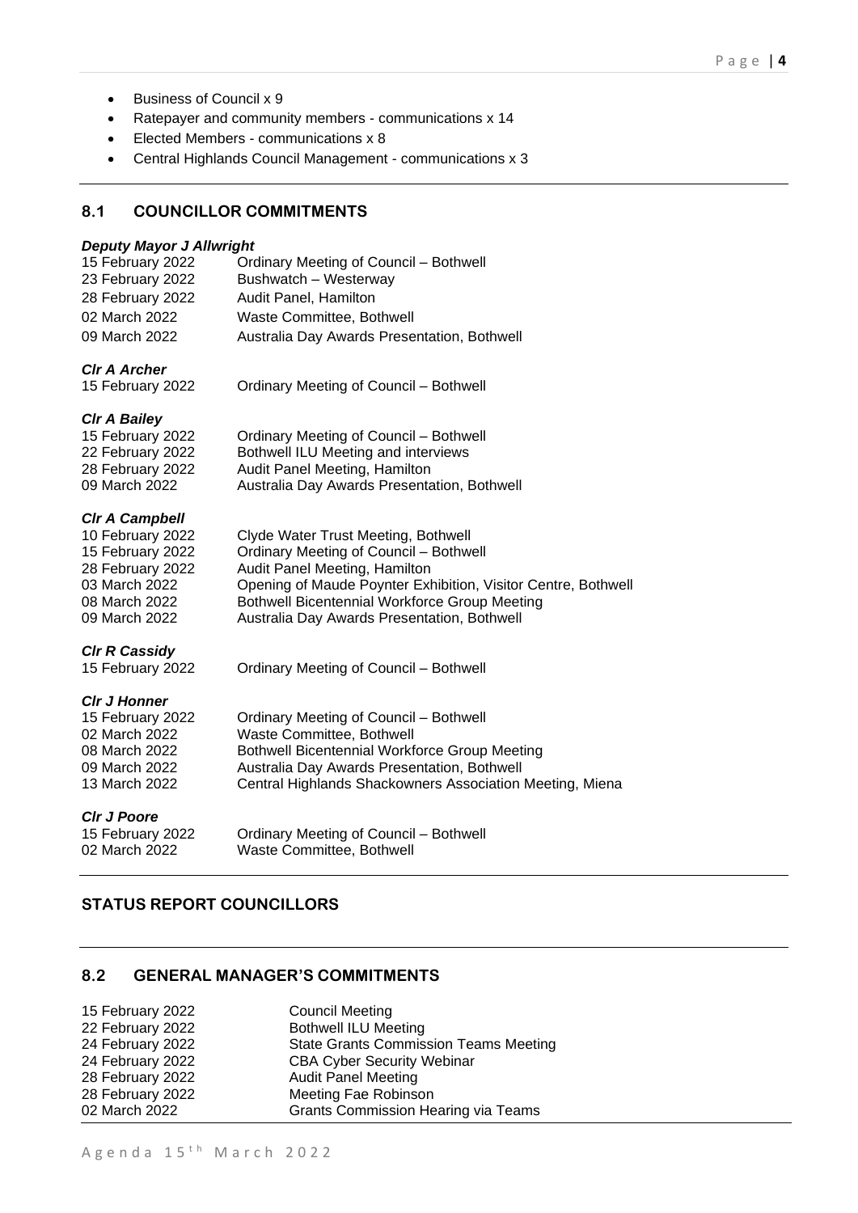- Business of Council x 9
- Ratepayer and community members - communications x 14
- Elected Members - communications x 8
- Central Highlands Council Management - communications x 3

## 8.1 COUNCILLOR COMMITMENTS

***Deputy Mayor J Allwright***

| | |
|---|---|
| 15 February 2022 | Ordinary Meeting of Council – Bothwell |
| 23 February 2022 | Bushwatch – Westerway |
| 28 February 2022 | Audit Panel, Hamilton |
| 02 March 2022 | Waste Committee, Bothwell |
| 09 March 2022 | Australia Day Awards Presentation, Bothwell |

***Clr A Archer***

| | |
|---|---|
| 15 February 2022 | Ordinary Meeting of Council – Bothwell |

***Clr A Bailey***

| | |
|---|---|
| 15 February 2022 | Ordinary Meeting of Council – Bothwell |
| 22 February 2022 | Bothwell ILU Meeting and interviews |
| 28 February 2022 | Audit Panel Meeting, Hamilton |
| 09 March 2022 | Australia Day Awards Presentation, Bothwell |

***Clr A Campbell***

| | |
|---|---|
| 10 February 2022 | Clyde Water Trust Meeting, Bothwell |
| 15 February 2022 | Ordinary Meeting of Council – Bothwell |
| 28 February 2022 | Audit Panel Meeting, Hamilton |
| 03 March 2022 | Opening of Maude Poynter Exhibition, Visitor Centre, Bothwell |
| 08 March 2022 | Bothwell Bicentennial Workforce Group Meeting |
| 09 March 2022 | Australia Day Awards Presentation, Bothwell |

***Clr R Cassidy***

| | |
|---|---|
| 15 February 2022 | Ordinary Meeting of Council – Bothwell |

***Clr J Honner***

| | |
|---|---|
| 15 February 2022 | Ordinary Meeting of Council – Bothwell |
| 02 March 2022 | Waste Committee, Bothwell |
| 08 March 2022 | Bothwell Bicentennial Workforce Group Meeting |
| 09 March 2022 | Australia Day Awards Presentation, Bothwell |
| 13 March 2022 | Central Highlands Shackowners Association Meeting, Miena |

***Clr J Poore***

| | |
|---|---|
| 15 February 2022 | Ordinary Meeting of Council – Bothwell |
| 02 March 2022 | Waste Committee, Bothwell |

## STATUS REPORT COUNCILLORS

## 8.2 GENERAL MANAGER'S COMMITMENTS

| | |
|---|---|
| 15 February 2022 | Council Meeting |
| 22 February 2022 | Bothwell ILU Meeting |
| 24 February 2022 | State Grants Commission Teams Meeting |
| 24 February 2022 | CBA Cyber Security Webinar |
| 28 February 2022 | Audit Panel Meeting |
| 28 February 2022 | Meeting Fae Robinson |
| 02 March 2022 | Grants Commission Hearing via Teams |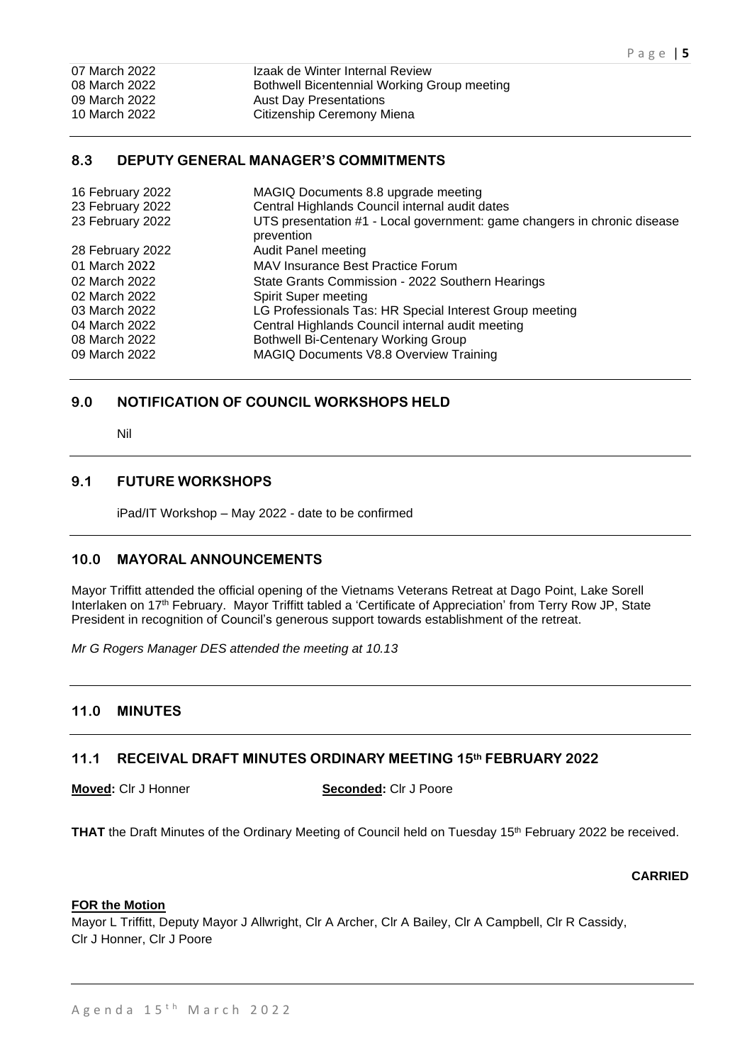| | |
|---|---|
| 07 March 2022 | Izaak de Winter Internal Review |
| 08 March 2022 | Bothwell Bicentennial Working Group meeting |
| 09 March 2022 | Aust Day Presentations |
| 10 March 2022 | Citizenship Ceremony Miena |

## 8.3 DEPUTY GENERAL MANAGER'S COMMITMENTS

| | |
|---|---|
| 16 February 2022 | MAGIQ Documents 8.8 upgrade meeting |
| 23 February 2022 | Central Highlands Council internal audit dates |
| 23 February 2022 | UTS presentation #1 - Local government: game changers in chronic disease prevention |
| 28 February 2022 | Audit Panel meeting |
| 01 March 2022 | MAV Insurance Best Practice Forum |
| 02 March 2022 | State Grants Commission - 2022 Southern Hearings |
| 02 March 2022 | Spirit Super meeting |
| 03 March 2022 | LG Professionals Tas: HR Special Interest Group meeting |
| 04 March 2022 | Central Highlands Council internal audit meeting |
| 08 March 2022 | Bothwell Bi-Centenary Working Group |
| 09 March 2022 | MAGIQ Documents V8.8 Overview Training |

## 9.0 NOTIFICATION OF COUNCIL WORKSHOPS HELD

Nil

## 9.1 FUTURE WORKSHOPS

iPad/IT Workshop – May 2022 - date to be confirmed

## 10.0 MAYORAL ANNOUNCEMENTS

Mayor Triffitt attended the official opening of the Vietnams Veterans Retreat at Dago Point, Lake Sorell Interlaken on 17th February. Mayor Triffitt tabled a 'Certificate of Appreciation' from Terry Row JP, State President in recognition of Council's generous support towards establishment of the retreat.

*Mr G Rogers Manager DES attended the meeting at 10.13*

## 11.0 MINUTES

## 11.1 RECEIVAL DRAFT MINUTES ORDINARY MEETING 15th FEBRUARY 2022

**Moved:** Clr J Honner **Seconded:** Clr J Poore

**THAT** the Draft Minutes of the Ordinary Meeting of Council held on Tuesday 15th February 2022 be received.

**CARRIED**

**FOR the Motion**

Mayor L Triffitt, Deputy Mayor J Allwright, Clr A Archer, Clr A Bailey, Clr A Campbell, Clr R Cassidy, Clr J Honner, Clr J Poore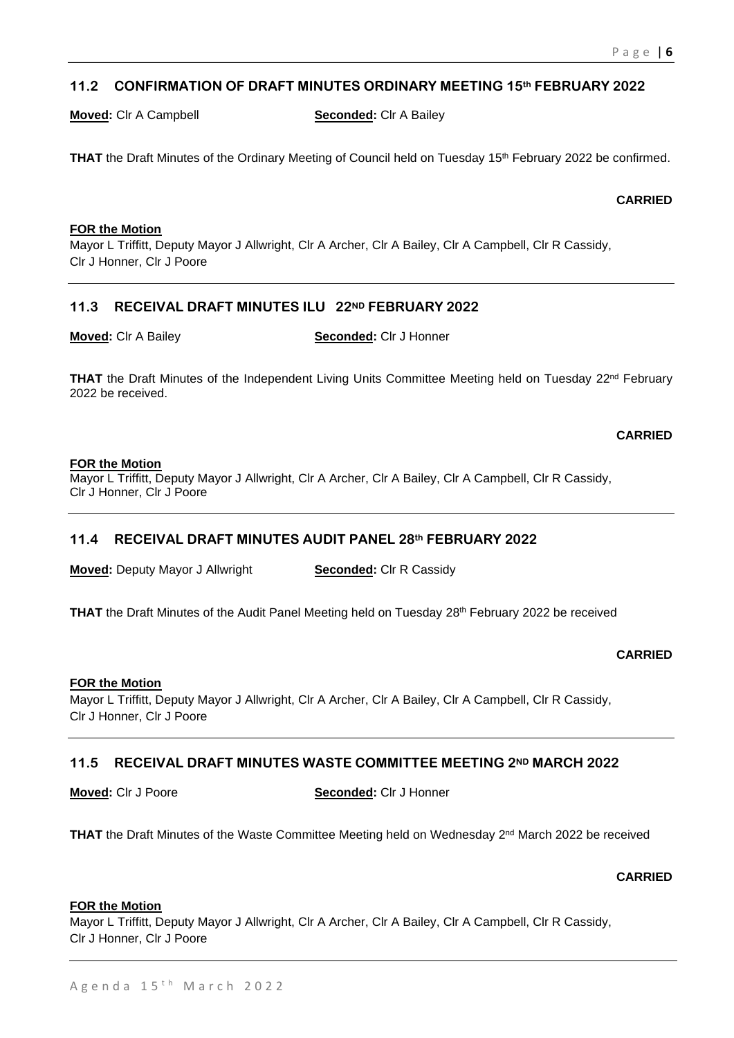## 11.2 CONFIRMATION OF DRAFT MINUTES ORDINARY MEETING 15th FEBRUARY 2022

**Moved:** Clr A Campbell **Seconded:** Clr A Bailey

**THAT** the Draft Minutes of the Ordinary Meeting of Council held on Tuesday 15th February 2022 be confirmed.

**CARRIED**

**FOR the Motion**
Mayor L Triffitt, Deputy Mayor J Allwright, Clr A Archer, Clr A Bailey, Clr A Campbell, Clr R Cassidy, Clr J Honner, Clr J Poore

---

## 11.3 RECEIVAL DRAFT MINUTES ILU 22ND FEBRUARY 2022

**Moved:** Clr A Bailey **Seconded:** Clr J Honner

**THAT** the Draft Minutes of the Independent Living Units Committee Meeting held on Tuesday 22nd February 2022 be received.

**CARRIED**

**FOR the Motion**
Mayor L Triffitt, Deputy Mayor J Allwright, Clr A Archer, Clr A Bailey, Clr A Campbell, Clr R Cassidy, Clr J Honner, Clr J Poore

---

## 11.4 RECEIVAL DRAFT MINUTES AUDIT PANEL 28th FEBRUARY 2022

**Moved:** Deputy Mayor J Allwright **Seconded:** Clr R Cassidy

**THAT** the Draft Minutes of the Audit Panel Meeting held on Tuesday 28th February 2022 be received

**CARRIED**

**FOR the Motion**
Mayor L Triffitt, Deputy Mayor J Allwright, Clr A Archer, Clr A Bailey, Clr A Campbell, Clr R Cassidy, Clr J Honner, Clr J Poore

---

## 11.5 RECEIVAL DRAFT MINUTES WASTE COMMITTEE MEETING 2ND MARCH 2022

**Moved:** Clr J Poore **Seconded:** Clr J Honner

**THAT** the Draft Minutes of the Waste Committee Meeting held on Wednesday 2nd March 2022 be received

**CARRIED**

**FOR the Motion**
Mayor L Triffitt, Deputy Mayor J Allwright, Clr A Archer, Clr A Bailey, Clr A Campbell, Clr R Cassidy, Clr J Honner, Clr J Poore

---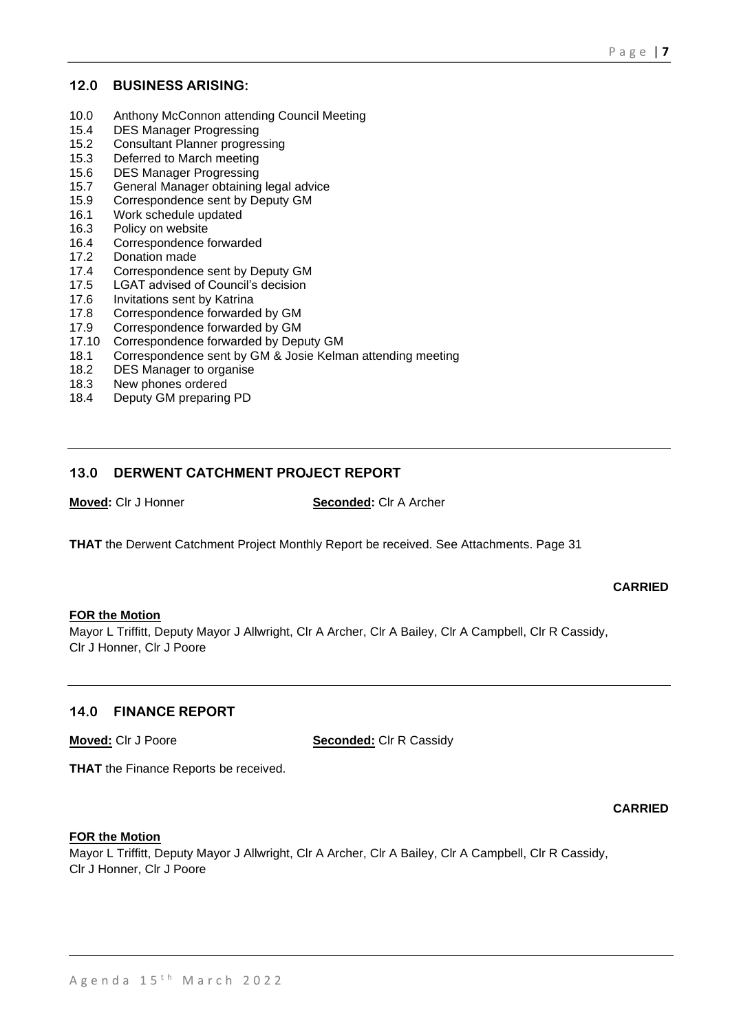## 12.0 BUSINESS ARISING:

| | |
|---|---|
| 10.0 | Anthony McConnon attending Council Meeting |
| 15.4 | DES Manager Progressing |
| 15.2 | Consultant Planner progressing |
| 15.3 | Deferred to March meeting |
| 15.6 | DES Manager Progressing |
| 15.7 | General Manager obtaining legal advice |
| 15.9 | Correspondence sent by Deputy GM |
| 16.1 | Work schedule updated |
| 16.3 | Policy on website |
| 16.4 | Correspondence forwarded |
| 17.2 | Donation made |
| 17.4 | Correspondence sent by Deputy GM |
| 17.5 | LGAT advised of Council's decision |
| 17.6 | Invitations sent by Katrina |
| 17.8 | Correspondence forwarded by GM |
| 17.9 | Correspondence forwarded by GM |
| 17.10 | Correspondence forwarded by Deputy GM |
| 18.1 | Correspondence sent by GM & Josie Kelman attending meeting |
| 18.2 | DES Manager to organise |
| 18.3 | New phones ordered |
| 18.4 | Deputy GM preparing PD |

## 13.0 DERWENT CATCHMENT PROJECT REPORT

**Moved:** Clr J Honner **Seconded:** Clr A Archer

**THAT** the Derwent Catchment Project Monthly Report be received. See Attachments. Page 31

**CARRIED**

**FOR the Motion**

Mayor L Triffitt, Deputy Mayor J Allwright, Clr A Archer, Clr A Bailey, Clr A Campbell, Clr R Cassidy, Clr J Honner, Clr J Poore

## 14.0 FINANCE REPORT

**Moved:** Clr J Poore **Seconded:** Clr R Cassidy

**THAT** the Finance Reports be received.

**CARRIED**

**FOR the Motion**

Mayor L Triffitt, Deputy Mayor J Allwright, Clr A Archer, Clr A Bailey, Clr A Campbell, Clr R Cassidy, Clr J Honner, Clr J Poore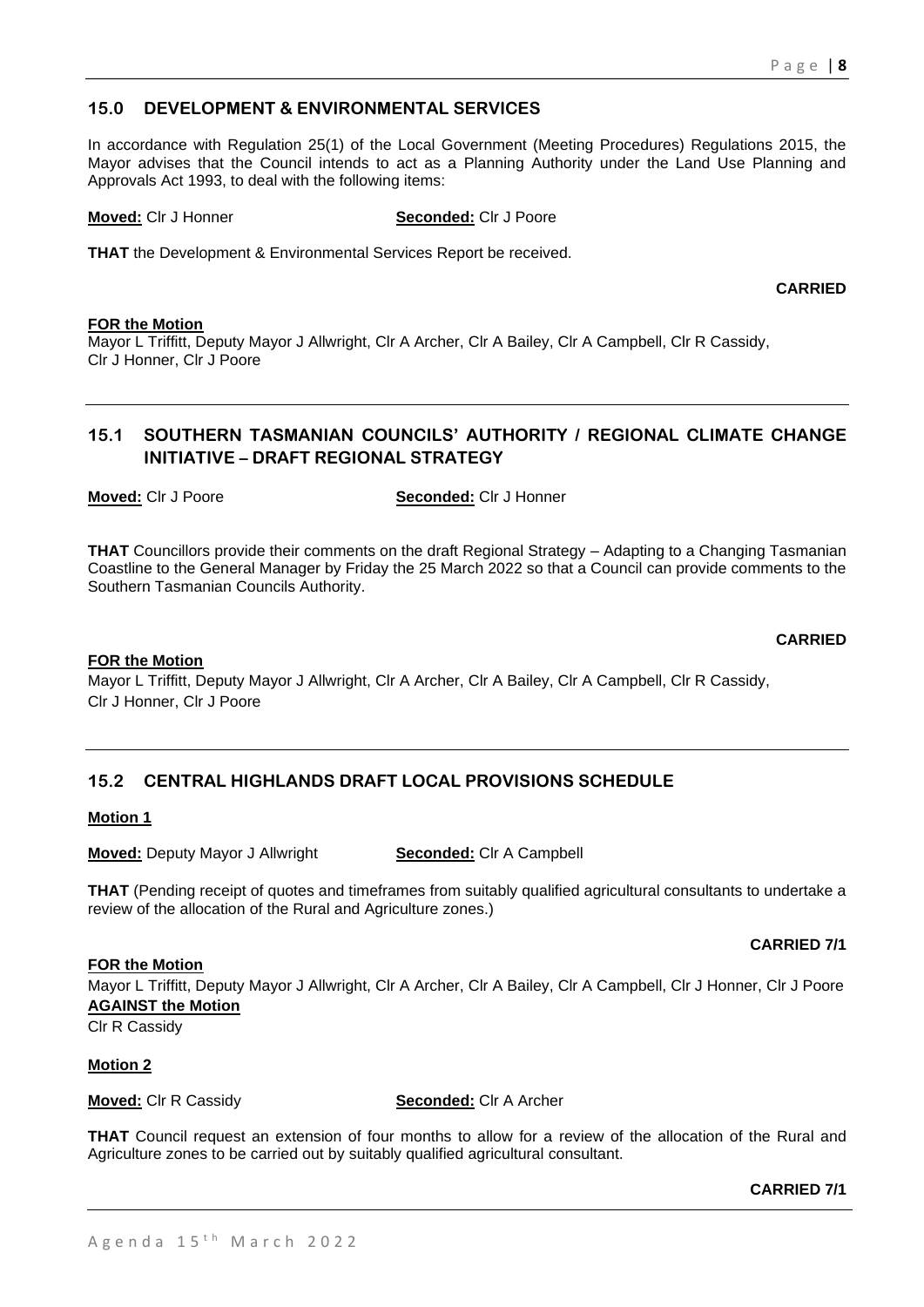## 15.0 DEVELOPMENT & ENVIRONMENTAL SERVICES

In accordance with Regulation 25(1) of the Local Government (Meeting Procedures) Regulations 2015, the Mayor advises that the Council intends to act as a Planning Authority under the Land Use Planning and Approvals Act 1993, to deal with the following items:

**Moved:** Clr J Honner **Seconded:** Clr J Poore

**THAT** the Development & Environmental Services Report be received.

**CARRIED**

**FOR the Motion**
Mayor L Triffitt, Deputy Mayor J Allwright, Clr A Archer, Clr A Bailey, Clr A Campbell, Clr R Cassidy, Clr J Honner, Clr J Poore

## 15.1 SOUTHERN TASMANIAN COUNCILS' AUTHORITY / REGIONAL CLIMATE CHANGE INITIATIVE – DRAFT REGIONAL STRATEGY

**Moved:** Clr J Poore **Seconded:** Clr J Honner

**THAT** Councillors provide their comments on the draft Regional Strategy – Adapting to a Changing Tasmanian Coastline to the General Manager by Friday the 25 March 2022 so that a Council can provide comments to the Southern Tasmanian Councils Authority.

**CARRIED**

**FOR the Motion**
Mayor L Triffitt, Deputy Mayor J Allwright, Clr A Archer, Clr A Bailey, Clr A Campbell, Clr R Cassidy, Clr J Honner, Clr J Poore

## 15.2 CENTRAL HIGHLANDS DRAFT LOCAL PROVISIONS SCHEDULE

**Motion 1**

**Moved:** Deputy Mayor J Allwright **Seconded:** Clr A Campbell

**THAT** (Pending receipt of quotes and timeframes from suitably qualified agricultural consultants to undertake a review of the allocation of the Rural and Agriculture zones.)

**CARRIED 7/1**

**FOR the Motion**
Mayor L Triffitt, Deputy Mayor J Allwright, Clr A Archer, Clr A Bailey, Clr A Campbell, Clr J Honner, Clr J Poore
**AGAINST the Motion**
Clr R Cassidy

**Motion 2**

**Moved:** Clr R Cassidy **Seconded:** Clr A Archer

**THAT** Council request an extension of four months to allow for a review of the allocation of the Rural and Agriculture zones to be carried out by suitably qualified agricultural consultant.

**CARRIED 7/1**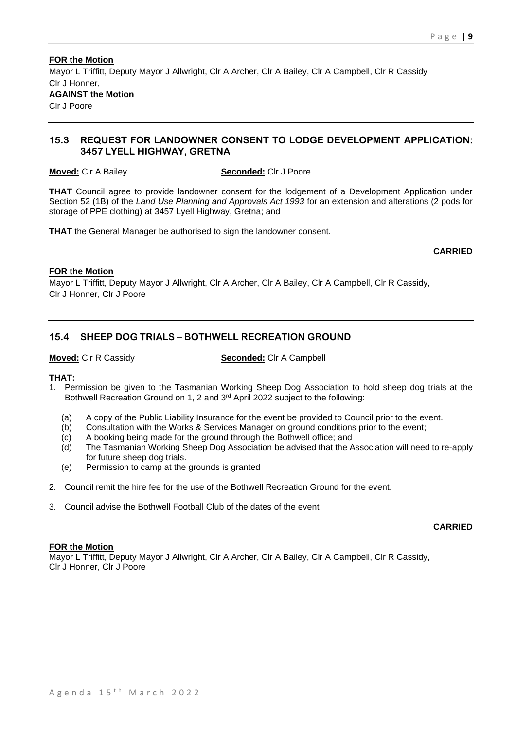**FOR the Motion**

Mayor L Triffitt, Deputy Mayor J Allwright, Clr A Archer, Clr A Bailey, Clr A Campbell, Clr R Cassidy Clr J Honner,

**AGAINST the Motion**

Clr J Poore

---

## 15.3 REQUEST FOR LANDOWNER CONSENT TO LODGE DEVELOPMENT APPLICATION: 3457 LYELL HIGHWAY, GRETNA

**Moved:** Clr A Bailey **Seconded:** Clr J Poore

**THAT** Council agree to provide landowner consent for the lodgement of a Development Application under Section 52 (1B) of the *Land Use Planning and Approvals Act 1993* for an extension and alterations (2 pods for storage of PPE clothing) at 3457 Lyell Highway, Gretna; and

**THAT** the General Manager be authorised to sign the landowner consent.

**CARRIED**

**FOR the Motion**

Mayor L Triffitt, Deputy Mayor J Allwright, Clr A Archer, Clr A Bailey, Clr A Campbell, Clr R Cassidy, Clr J Honner, Clr J Poore

---

## 15.4 SHEEP DOG TRIALS – BOTHWELL RECREATION GROUND

**Moved:** Clr R Cassidy **Seconded:** Clr A Campbell

**THAT:**

1. Permission be given to the Tasmanian Working Sheep Dog Association to hold sheep dog trials at the Bothwell Recreation Ground on 1, 2 and 3rd April 2022 subject to the following:

   (a) A copy of the Public Liability Insurance for the event be provided to Council prior to the event.
   (b) Consultation with the Works & Services Manager on ground conditions prior to the event;
   (c) A booking being made for the ground through the Bothwell office; and
   (d) The Tasmanian Working Sheep Dog Association be advised that the Association will need to re-apply for future sheep dog trials.
   (e) Permission to camp at the grounds is granted

2. Council remit the hire fee for the use of the Bothwell Recreation Ground for the event.

3. Council advise the Bothwell Football Club of the dates of the event

**CARRIED**

**FOR the Motion**

Mayor L Triffitt, Deputy Mayor J Allwright, Clr A Archer, Clr A Bailey, Clr A Campbell, Clr R Cassidy, Clr J Honner, Clr J Poore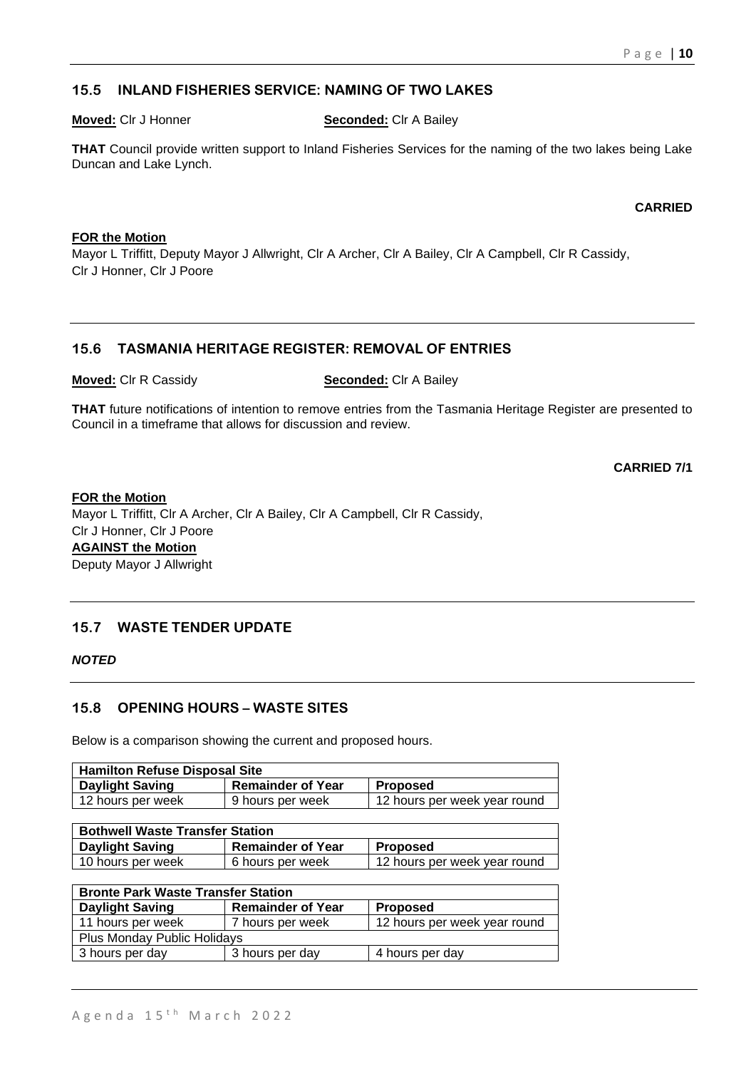## 15.5 INLAND FISHERIES SERVICE: NAMING OF TWO LAKES

**Moved:** Clr J Honner **Seconded:** Clr A Bailey

**THAT** Council provide written support to Inland Fisheries Services for the naming of the two lakes being Lake Duncan and Lake Lynch.

**CARRIED**

**FOR the Motion**

Mayor L Triffitt, Deputy Mayor J Allwright, Clr A Archer, Clr A Bailey, Clr A Campbell, Clr R Cassidy, Clr J Honner, Clr J Poore

## 15.6 TASMANIA HERITAGE REGISTER: REMOVAL OF ENTRIES

**Moved:** Clr R Cassidy **Seconded:** Clr A Bailey

**THAT** future notifications of intention to remove entries from the Tasmania Heritage Register are presented to Council in a timeframe that allows for discussion and review.

**CARRIED 7/1**

**FOR the Motion**

Mayor L Triffitt, Clr A Archer, Clr A Bailey, Clr A Campbell, Clr R Cassidy, Clr J Honner, Clr J Poore

**AGAINST the Motion**

Deputy Mayor J Allwright

## 15.7 WASTE TENDER UPDATE

***NOTED***

## 15.8 OPENING HOURS – WASTE SITES

Below is a comparison showing the current and proposed hours.

| Hamilton Refuse Disposal Site | | |
|---|---|---|
| **Daylight Saving** | **Remainder of Year** | **Proposed** |
| 12 hours per week | 9 hours per week | 12 hours per week year round |

| Bothwell Waste Transfer Station | | |
|---|---|---|
| **Daylight Saving** | **Remainder of Year** | **Proposed** |
| 10 hours per week | 6 hours per week | 12 hours per week year round |

| Bronte Park Waste Transfer Station | | |
|---|---|---|
| **Daylight Saving** | **Remainder of Year** | **Proposed** |
| 11 hours per week | 7 hours per week | 12 hours per week year round |
| Plus Monday Public Holidays | | |
| 3 hours per day | 3 hours per day | 4 hours per day |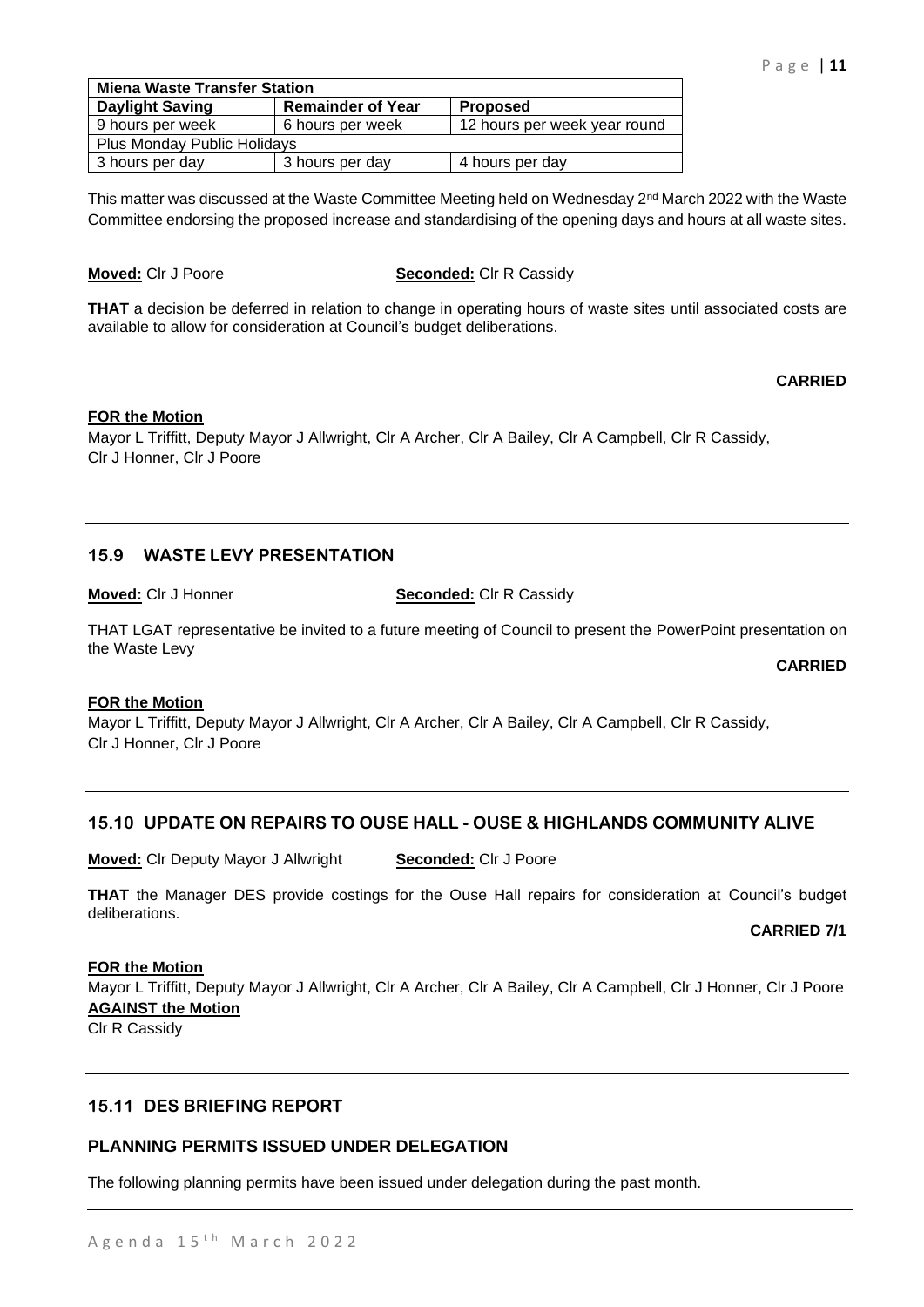| Miena Waste Transfer Station | | |
|---|---|---|
| **Daylight Saving** | **Remainder of Year** | **Proposed** |
| 9 hours per week | 6 hours per week | 12 hours per week year round |
| Plus Monday Public Holidays | | |
| 3 hours per day | 3 hours per day | 4 hours per day |

This matter was discussed at the Waste Committee Meeting held on Wednesday 2nd March 2022 with the Waste Committee endorsing the proposed increase and standardising of the opening days and hours at all waste sites.

**Moved:** Clr J Poore **Seconded:** Clr R Cassidy

**THAT** a decision be deferred in relation to change in operating hours of waste sites until associated costs are available to allow for consideration at Council's budget deliberations.

**CARRIED**

**FOR the Motion**
Mayor L Triffitt, Deputy Mayor J Allwright, Clr A Archer, Clr A Bailey, Clr A Campbell, Clr R Cassidy, Clr J Honner, Clr J Poore

## 15.9 WASTE LEVY PRESENTATION

**Moved:** Clr J Honner **Seconded:** Clr R Cassidy

THAT LGAT representative be invited to a future meeting of Council to present the PowerPoint presentation on the Waste Levy

**CARRIED**

**FOR the Motion**
Mayor L Triffitt, Deputy Mayor J Allwright, Clr A Archer, Clr A Bailey, Clr A Campbell, Clr R Cassidy, Clr J Honner, Clr J Poore

## 15.10 UPDATE ON REPAIRS TO OUSE HALL - OUSE & HIGHLANDS COMMUNITY ALIVE

**Moved:** Clr Deputy Mayor J Allwright **Seconded:** Clr J Poore

**THAT** the Manager DES provide costings for the Ouse Hall repairs for consideration at Council's budget deliberations.

**CARRIED 7/1**

**FOR the Motion**
Mayor L Triffitt, Deputy Mayor J Allwright, Clr A Archer, Clr A Bailey, Clr A Campbell, Clr J Honner, Clr J Poore
**AGAINST the Motion**
Clr R Cassidy

## 15.11 DES BRIEFING REPORT

## PLANNING PERMITS ISSUED UNDER DELEGATION

The following planning permits have been issued under delegation during the past month.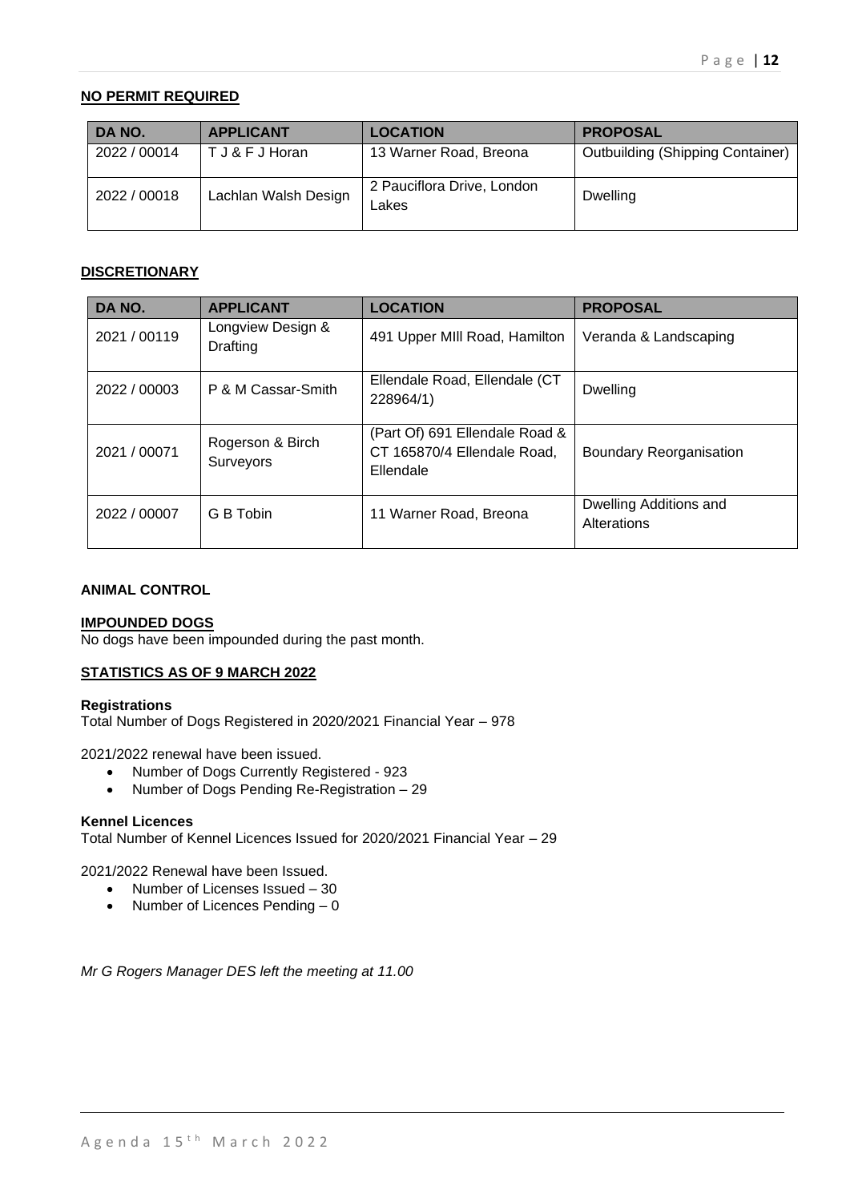**NO PERMIT REQUIRED**

| DA NO. | APPLICANT | LOCATION | PROPOSAL |
|---|---|---|---|
| 2022 / 00014 | T J & F J Horan | 13 Warner Road, Breona | Outbuilding (Shipping Container) |
| 2022 / 00018 | Lachlan Walsh Design | 2 Pauciflora Drive, London Lakes | Dwelling |

**DISCRETIONARY**

| DA NO. | APPLICANT | LOCATION | PROPOSAL |
|---|---|---|---|
| 2021 / 00119 | Longview Design & Drafting | 491 Upper MIll Road, Hamilton | Veranda & Landscaping |
| 2022 / 00003 | P & M Cassar-Smith | Ellendale Road, Ellendale (CT 228964/1) | Dwelling |
| 2021 / 00071 | Rogerson & Birch Surveyors | (Part Of) 691 Ellendale Road & CT 165870/4 Ellendale Road, Ellendale | Boundary Reorganisation |
| 2022 / 00007 | G B Tobin | 11 Warner Road, Breona | Dwelling Additions and Alterations |

**ANIMAL CONTROL**

**IMPOUNDED DOGS**

No dogs have been impounded during the past month.

**STATISTICS AS OF 9 MARCH 2022**

**Registrations**

Total Number of Dogs Registered in 2020/2021 Financial Year – 978

2021/2022 renewal have been issued.

- Number of Dogs Currently Registered - 923
- Number of Dogs Pending Re-Registration – 29

**Kennel Licences**

Total Number of Kennel Licences Issued for 2020/2021 Financial Year – 29

2021/2022 Renewal have been Issued.

- Number of Licenses Issued – 30
- Number of Licences Pending – 0

*Mr G Rogers Manager DES left the meeting at 11.00*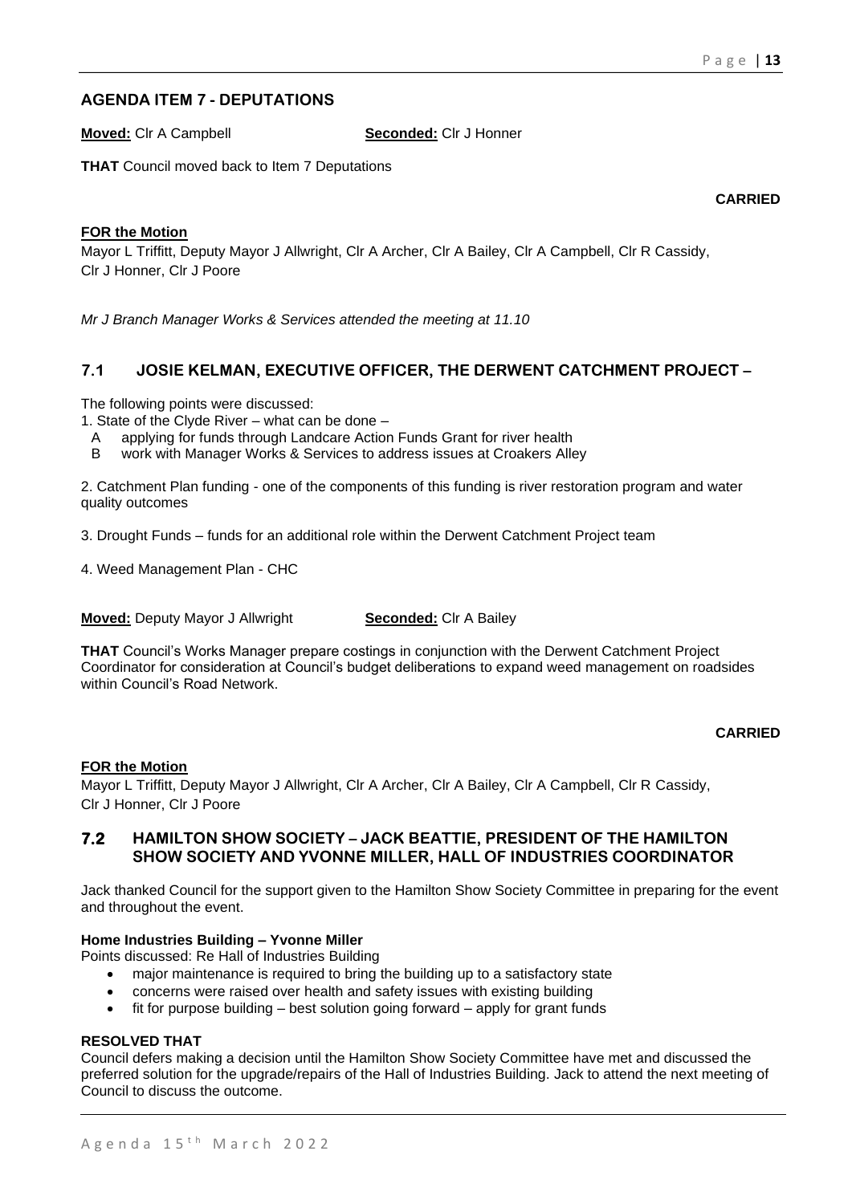## AGENDA ITEM 7 - DEPUTATIONS

**Moved:** Clr A Campbell **Seconded:** Clr J Honner

**THAT** Council moved back to Item 7 Deputations

**CARRIED**

**FOR the Motion**
Mayor L Triffitt, Deputy Mayor J Allwright, Clr A Archer, Clr A Bailey, Clr A Campbell, Clr R Cassidy, Clr J Honner, Clr J Poore

*Mr J Branch Manager Works & Services attended the meeting at 11.10*

### 7.1 JOSIE KELMAN, EXECUTIVE OFFICER, THE DERWENT CATCHMENT PROJECT –

The following points were discussed:

1. State of the Clyde River – what can be done –
   A applying for funds through Landcare Action Funds Grant for river health
   B work with Manager Works & Services to address issues at Croakers Alley

2. Catchment Plan funding - one of the components of this funding is river restoration program and water quality outcomes

3. Drought Funds – funds for an additional role within the Derwent Catchment Project team

4. Weed Management Plan - CHC

**Moved:** Deputy Mayor J Allwright **Seconded:** Clr A Bailey

**THAT** Council's Works Manager prepare costings in conjunction with the Derwent Catchment Project Coordinator for consideration at Council's budget deliberations to expand weed management on roadsides within Council's Road Network.

**CARRIED**

**FOR the Motion**
Mayor L Triffitt, Deputy Mayor J Allwright, Clr A Archer, Clr A Bailey, Clr A Campbell, Clr R Cassidy, Clr J Honner, Clr J Poore

### 7.2 HAMILTON SHOW SOCIETY – JACK BEATTIE, PRESIDENT OF THE HAMILTON SHOW SOCIETY AND YVONNE MILLER, HALL OF INDUSTRIES COORDINATOR

Jack thanked Council for the support given to the Hamilton Show Society Committee in preparing for the event and throughout the event.

**Home Industries Building – Yvonne Miller**
Points discussed: Re Hall of Industries Building

- major maintenance is required to bring the building up to a satisfactory state
- concerns were raised over health and safety issues with existing building
- fit for purpose building – best solution going forward – apply for grant funds

**RESOLVED THAT**
Council defers making a decision until the Hamilton Show Society Committee have met and discussed the preferred solution for the upgrade/repairs of the Hall of Industries Building. Jack to attend the next meeting of Council to discuss the outcome.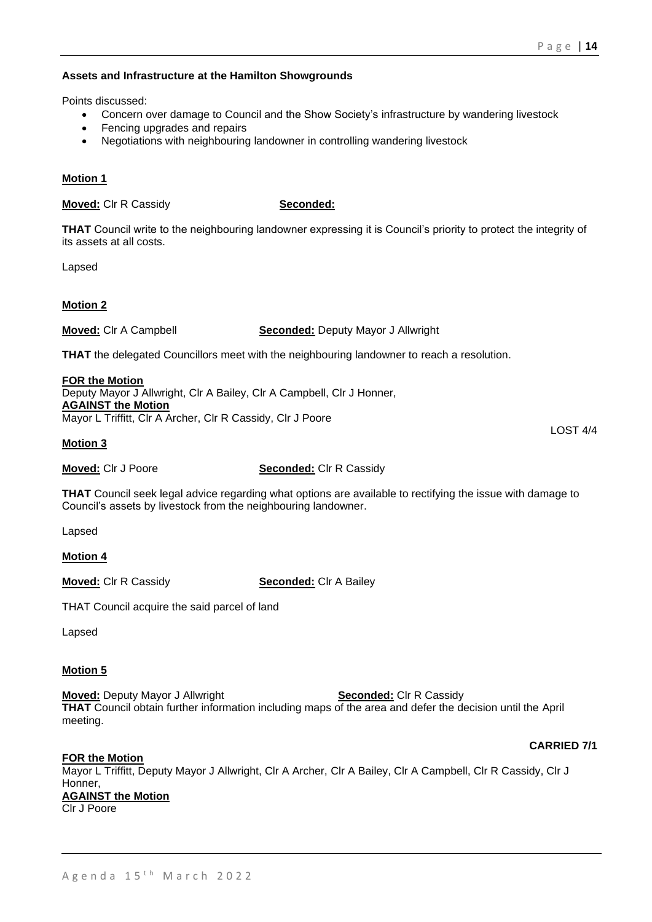**Assets and Infrastructure at the Hamilton Showgrounds**

Points discussed:

- Concern over damage to Council and the Show Society's infrastructure by wandering livestock
- Fencing upgrades and repairs
- Negotiations with neighbouring landowner in controlling wandering livestock

**Motion 1**

**Moved:** Clr R Cassidy **Seconded:**

**THAT** Council write to the neighbouring landowner expressing it is Council's priority to protect the integrity of its assets at all costs.

Lapsed

**Motion 2**

**Moved:** Clr A Campbell **Seconded:** Deputy Mayor J Allwright

**THAT** the delegated Councillors meet with the neighbouring landowner to reach a resolution.

**FOR the Motion**
Deputy Mayor J Allwright, Clr A Bailey, Clr A Campbell, Clr J Honner,
**AGAINST the Motion**
Mayor L Triffitt, Clr A Archer, Clr R Cassidy, Clr J Poore

LOST 4/4

**Motion 3**

**Moved:** Clr J Poore **Seconded:** Clr R Cassidy

**THAT** Council seek legal advice regarding what options are available to rectifying the issue with damage to Council's assets by livestock from the neighbouring landowner.

Lapsed

**Motion 4**

**Moved:** Clr R Cassidy **Seconded:** Clr A Bailey

THAT Council acquire the said parcel of land

Lapsed

**Motion 5**

**Moved:** Deputy Mayor J Allwright **Seconded:** Clr R Cassidy
**THAT** Council obtain further information including maps of the area and defer the decision until the April meeting.

**CARRIED 7/1**

**FOR the Motion**
Mayor L Triffitt, Deputy Mayor J Allwright, Clr A Archer, Clr A Bailey, Clr A Campbell, Clr R Cassidy, Clr J Honner,
**AGAINST the Motion**
Clr J Poore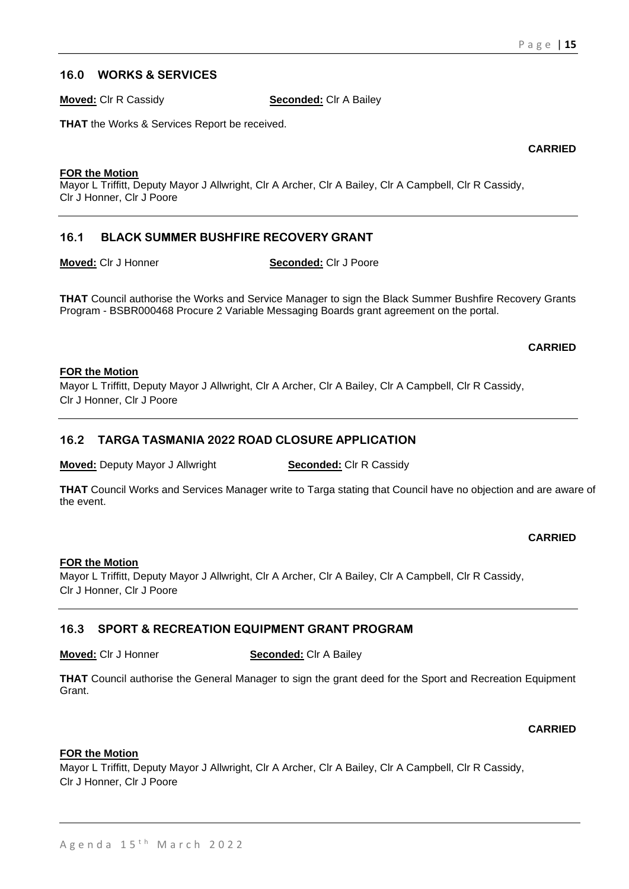## 16.0 WORKS & SERVICES

**Moved:** Clr R Cassidy **Seconded:** Clr A Bailey

**THAT** the Works & Services Report be received.

**CARRIED**

**FOR the Motion**
Mayor L Triffitt, Deputy Mayor J Allwright, Clr A Archer, Clr A Bailey, Clr A Campbell, Clr R Cassidy, Clr J Honner, Clr J Poore

---

## 16.1 BLACK SUMMER BUSHFIRE RECOVERY GRANT

**Moved:** Clr J Honner **Seconded:** Clr J Poore

**THAT** Council authorise the Works and Service Manager to sign the Black Summer Bushfire Recovery Grants Program - BSBR000468 Procure 2 Variable Messaging Boards grant agreement on the portal.

**CARRIED**

**FOR the Motion**
Mayor L Triffitt, Deputy Mayor J Allwright, Clr A Archer, Clr A Bailey, Clr A Campbell, Clr R Cassidy, Clr J Honner, Clr J Poore

---

## 16.2 TARGA TASMANIA 2022 ROAD CLOSURE APPLICATION

**Moved:** Deputy Mayor J Allwright **Seconded:** Clr R Cassidy

**THAT** Council Works and Services Manager write to Targa stating that Council have no objection and are aware of the event.

**CARRIED**

**FOR the Motion**
Mayor L Triffitt, Deputy Mayor J Allwright, Clr A Archer, Clr A Bailey, Clr A Campbell, Clr R Cassidy, Clr J Honner, Clr J Poore

---

## 16.3 SPORT & RECREATION EQUIPMENT GRANT PROGRAM

**Moved:** Clr J Honner **Seconded:** Clr A Bailey

**THAT** Council authorise the General Manager to sign the grant deed for the Sport and Recreation Equipment Grant.

**CARRIED**

**FOR the Motion**
Mayor L Triffitt, Deputy Mayor J Allwright, Clr A Archer, Clr A Bailey, Clr A Campbell, Clr R Cassidy, Clr J Honner, Clr J Poore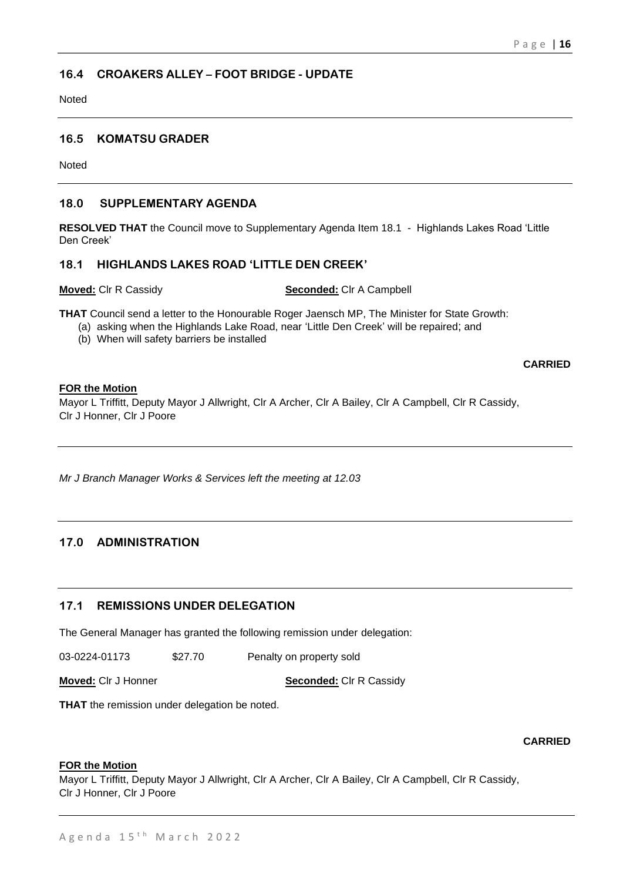## 16.4 CROAKERS ALLEY – FOOT BRIDGE - UPDATE

Noted

---

## 16.5 KOMATSU GRADER

Noted

---

## 18.0 SUPPLEMENTARY AGENDA

**RESOLVED THAT** the Council move to Supplementary Agenda Item 18.1 - Highlands Lakes Road 'Little Den Creek'

## 18.1 HIGHLANDS LAKES ROAD 'LITTLE DEN CREEK'

**Moved:** Clr R Cassidy **Seconded:** Clr A Campbell

**THAT** Council send a letter to the Honourable Roger Jaensch MP, The Minister for State Growth:

(a) asking when the Highlands Lake Road, near 'Little Den Creek' will be repaired; and
(b) When will safety barriers be installed

**CARRIED**

**FOR the Motion**

Mayor L Triffitt, Deputy Mayor J Allwright, Clr A Archer, Clr A Bailey, Clr A Campbell, Clr R Cassidy, Clr J Honner, Clr J Poore

---

*Mr J Branch Manager Works & Services left the meeting at 12.03*

---

## 17.0 ADMINISTRATION

---

## 17.1 REMISSIONS UNDER DELEGATION

The General Manager has granted the following remission under delegation:

| | | |
|---|---|---|
| 03-0224-01173 | $27.70 | Penalty on property sold |

**Moved:** Clr J Honner **Seconded:** Clr R Cassidy

**THAT** the remission under delegation be noted.

**CARRIED**

**FOR the Motion**

Mayor L Triffitt, Deputy Mayor J Allwright, Clr A Archer, Clr A Bailey, Clr A Campbell, Clr R Cassidy, Clr J Honner, Clr J Poore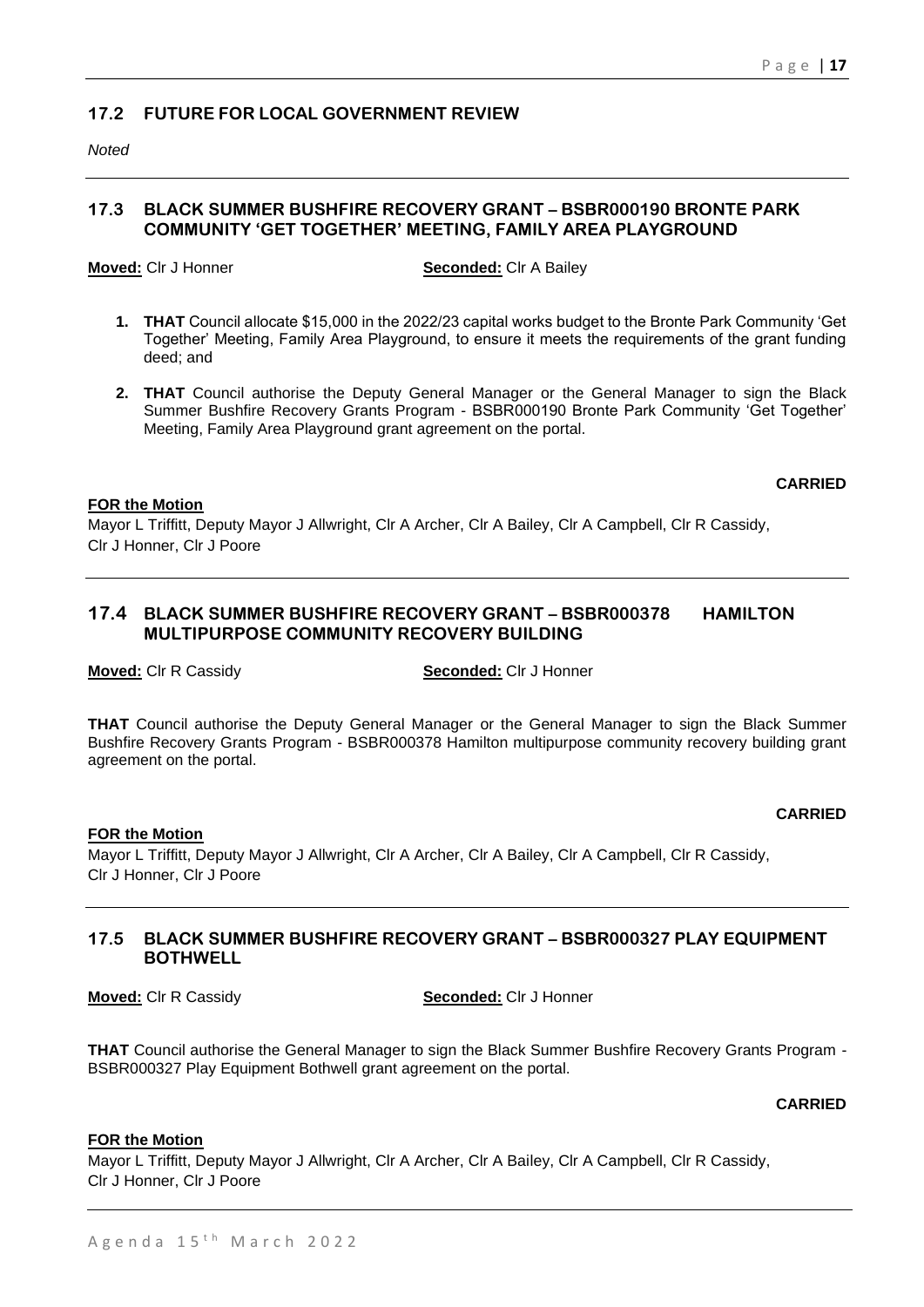## 17.2 FUTURE FOR LOCAL GOVERNMENT REVIEW

*Noted*

---

## 17.3 BLACK SUMMER BUSHFIRE RECOVERY GRANT – BSBR000190 BRONTE PARK COMMUNITY 'GET TOGETHER' MEETING, FAMILY AREA PLAYGROUND

**Moved:** Clr J Honner **Seconded:** Clr A Bailey

1. **THAT** Council allocate $15,000 in the 2022/23 capital works budget to the Bronte Park Community 'Get Together' Meeting, Family Area Playground, to ensure it meets the requirements of the grant funding deed; and
2. **THAT** Council authorise the Deputy General Manager or the General Manager to sign the Black Summer Bushfire Recovery Grants Program - BSBR000190 Bronte Park Community 'Get Together' Meeting, Family Area Playground grant agreement on the portal.

**CARRIED**

**FOR the Motion**

Mayor L Triffitt, Deputy Mayor J Allwright, Clr A Archer, Clr A Bailey, Clr A Campbell, Clr R Cassidy, Clr J Honner, Clr J Poore

---

## 17.4 BLACK SUMMER BUSHFIRE RECOVERY GRANT – BSBR000378 HAMILTON MULTIPURPOSE COMMUNITY RECOVERY BUILDING

**Moved:** Clr R Cassidy **Seconded:** Clr J Honner

**THAT** Council authorise the Deputy General Manager or the General Manager to sign the Black Summer Bushfire Recovery Grants Program - BSBR000378 Hamilton multipurpose community recovery building grant agreement on the portal.

**CARRIED**

**FOR the Motion**

Mayor L Triffitt, Deputy Mayor J Allwright, Clr A Archer, Clr A Bailey, Clr A Campbell, Clr R Cassidy, Clr J Honner, Clr J Poore

---

## 17.5 BLACK SUMMER BUSHFIRE RECOVERY GRANT – BSBR000327 PLAY EQUIPMENT BOTHWELL

**Moved:** Clr R Cassidy **Seconded:** Clr J Honner

**THAT** Council authorise the General Manager to sign the Black Summer Bushfire Recovery Grants Program - BSBR000327 Play Equipment Bothwell grant agreement on the portal.

**CARRIED**

**FOR the Motion**

Mayor L Triffitt, Deputy Mayor J Allwright, Clr A Archer, Clr A Bailey, Clr A Campbell, Clr R Cassidy, Clr J Honner, Clr J Poore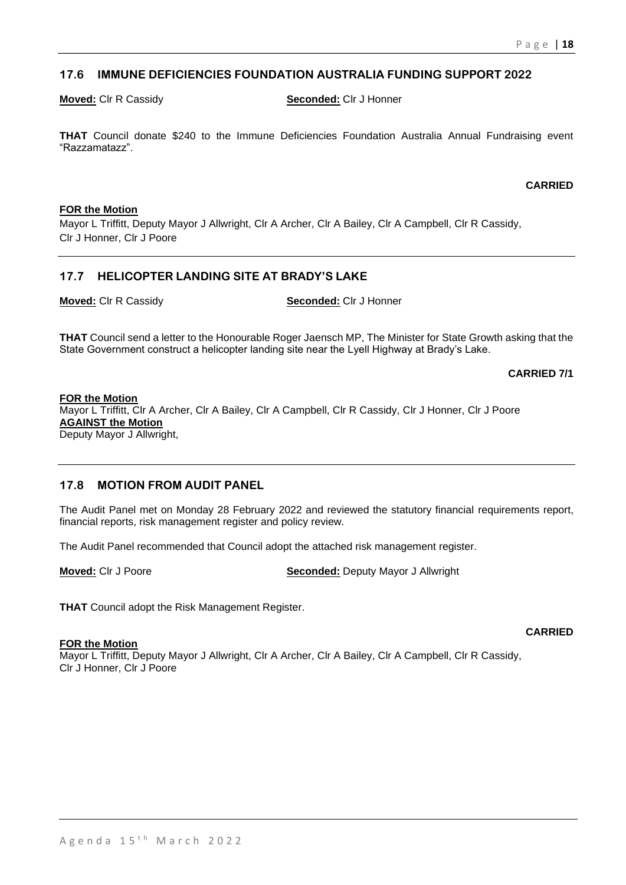## 17.6 IMMUNE DEFICIENCIES FOUNDATION AUSTRALIA FUNDING SUPPORT 2022

**Moved:** Clr R Cassidy **Seconded:** Clr J Honner

**THAT** Council donate $240 to the Immune Deficiencies Foundation Australia Annual Fundraising event "Razzamatazz".

**CARRIED**

**FOR the Motion**
Mayor L Triffitt, Deputy Mayor J Allwright, Clr A Archer, Clr A Bailey, Clr A Campbell, Clr R Cassidy, Clr J Honner, Clr J Poore

## 17.7 HELICOPTER LANDING SITE AT BRADY'S LAKE

**Moved:** Clr R Cassidy **Seconded:** Clr J Honner

**THAT** Council send a letter to the Honourable Roger Jaensch MP, The Minister for State Growth asking that the State Government construct a helicopter landing site near the Lyell Highway at Brady's Lake.

**CARRIED 7/1**

**FOR the Motion**
Mayor L Triffitt, Clr A Archer, Clr A Bailey, Clr A Campbell, Clr R Cassidy, Clr J Honner, Clr J Poore
**AGAINST the Motion**
Deputy Mayor J Allwright,

## 17.8 MOTION FROM AUDIT PANEL

The Audit Panel met on Monday 28 February 2022 and reviewed the statutory financial requirements report, financial reports, risk management register and policy review.

The Audit Panel recommended that Council adopt the attached risk management register.

**Moved:** Clr J Poore **Seconded:** Deputy Mayor J Allwright

**THAT** Council adopt the Risk Management Register.

**CARRIED**

**FOR the Motion**
Mayor L Triffitt, Deputy Mayor J Allwright, Clr A Archer, Clr A Bailey, Clr A Campbell, Clr R Cassidy, Clr J Honner, Clr J Poore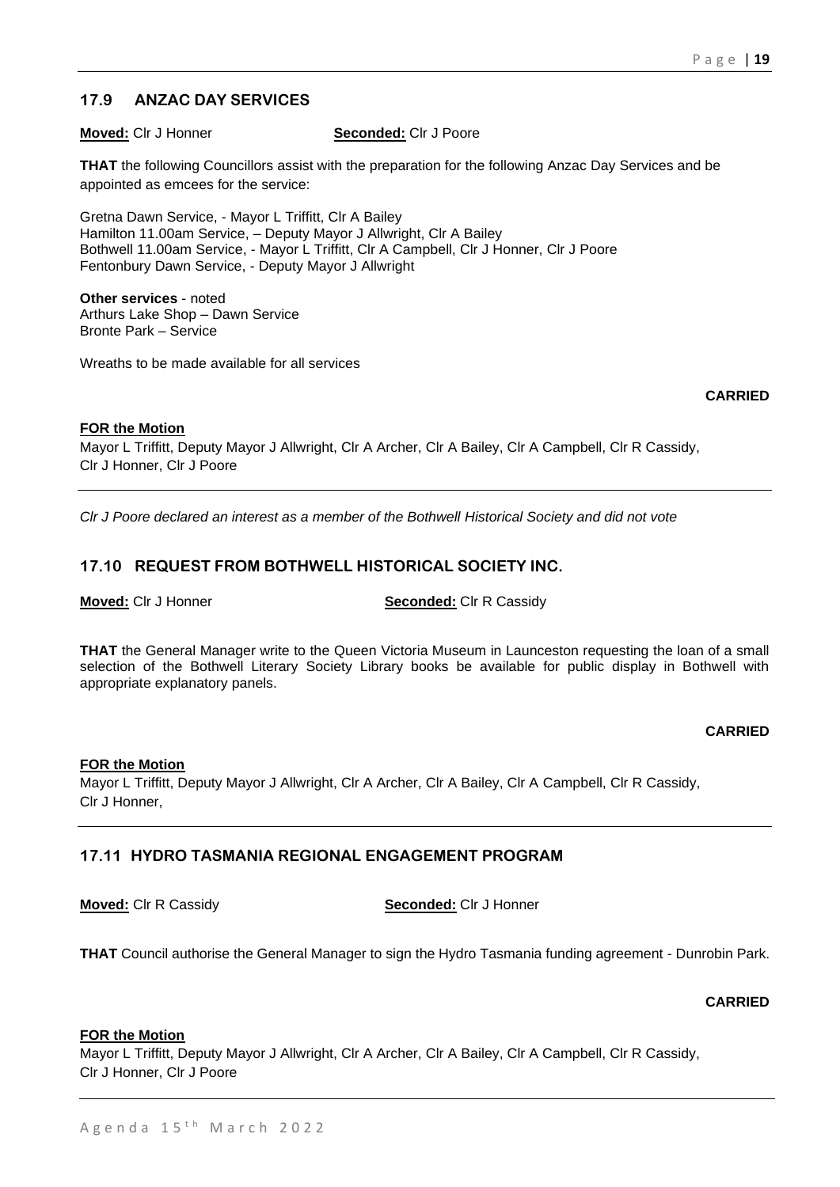## 17.9 ANZAC DAY SERVICES

**Moved:** Clr J Honner **Seconded:** Clr J Poore

**THAT** the following Councillors assist with the preparation for the following Anzac Day Services and be appointed as emcees for the service:

Gretna Dawn Service, - Mayor L Triffitt, Clr A Bailey
Hamilton 11.00am Service, – Deputy Mayor J Allwright, Clr A Bailey
Bothwell 11.00am Service, - Mayor L Triffitt, Clr A Campbell, Clr J Honner, Clr J Poore
Fentonbury Dawn Service, - Deputy Mayor J Allwright

**Other services** - noted
Arthurs Lake Shop – Dawn Service
Bronte Park – Service

Wreaths to be made available for all services

**CARRIED**

**FOR the Motion**
Mayor L Triffitt, Deputy Mayor J Allwright, Clr A Archer, Clr A Bailey, Clr A Campbell, Clr R Cassidy, Clr J Honner, Clr J Poore

*Clr J Poore declared an interest as a member of the Bothwell Historical Society and did not vote*

## 17.10 REQUEST FROM BOTHWELL HISTORICAL SOCIETY INC.

**Moved:** Clr J Honner **Seconded:** Clr R Cassidy

**THAT** the General Manager write to the Queen Victoria Museum in Launceston requesting the loan of a small selection of the Bothwell Literary Society Library books be available for public display in Bothwell with appropriate explanatory panels.

**CARRIED**

**FOR the Motion**
Mayor L Triffitt, Deputy Mayor J Allwright, Clr A Archer, Clr A Bailey, Clr A Campbell, Clr R Cassidy, Clr J Honner,

## 17.11 HYDRO TASMANIA REGIONAL ENGAGEMENT PROGRAM

**Moved:** Clr R Cassidy **Seconded:** Clr J Honner

**THAT** Council authorise the General Manager to sign the Hydro Tasmania funding agreement - Dunrobin Park.

**CARRIED**

**FOR the Motion**
Mayor L Triffitt, Deputy Mayor J Allwright, Clr A Archer, Clr A Bailey, Clr A Campbell, Clr R Cassidy, Clr J Honner, Clr J Poore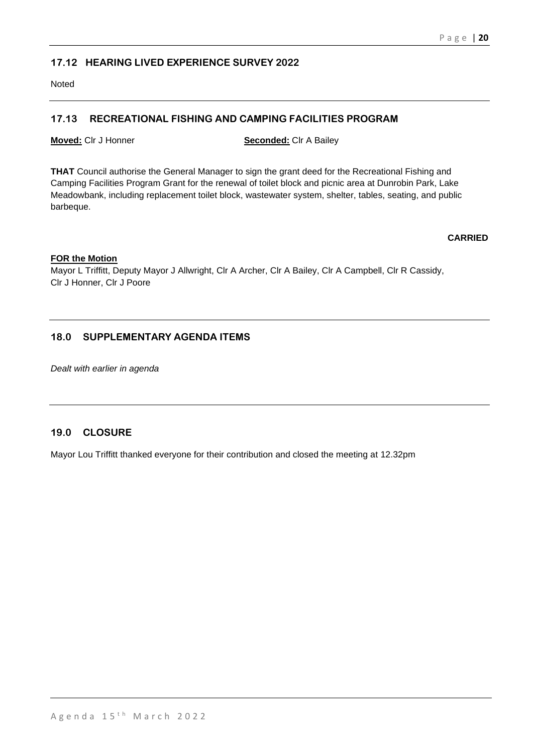### 17.12 HEARING LIVED EXPERIENCE SURVEY 2022

Noted

### 17.13 RECREATIONAL FISHING AND CAMPING FACILITIES PROGRAM

**Moved:** Clr J Honner **Seconded:** Clr A Bailey

**THAT** Council authorise the General Manager to sign the grant deed for the Recreational Fishing and Camping Facilities Program Grant for the renewal of toilet block and picnic area at Dunrobin Park, Lake Meadowbank, including replacement toilet block, wastewater system, shelter, tables, seating, and public barbeque.

**CARRIED**

**FOR the Motion**
Mayor L Triffitt, Deputy Mayor J Allwright, Clr A Archer, Clr A Bailey, Clr A Campbell, Clr R Cassidy, Clr J Honner, Clr J Poore

## 18.0 SUPPLEMENTARY AGENDA ITEMS

*Dealt with earlier in agenda*

## 19.0 CLOSURE

Mayor Lou Triffitt thanked everyone for their contribution and closed the meeting at 12.32pm